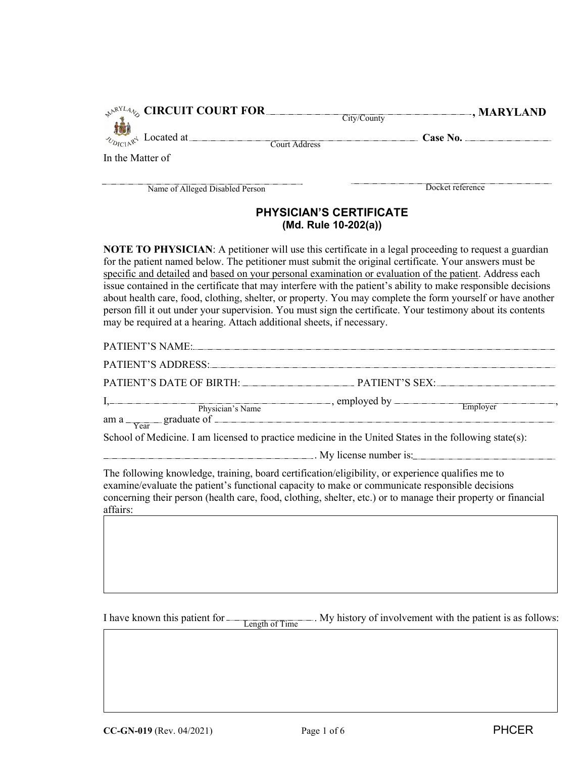**CIRCUIT COURT FOR** \_\_\_\_\_\_\_\_\_\_\_\_\_\_\_\_\_\_\_\_\_\_\_\_\_\_\_\_\_\_ (City/County), **MARYLAND**

Located at \_\_\_\_\_\_\_\_\_\_\_\_\_\_\_\_\_\_\_\_\_\_\_\_\_\_\_\_\_\_ (Court Address) **Case No.** \_\_\_\_\_\_\_\_\_\_\_\_\_\_\_\_

In the Matter of

\_\_\_\_\_\_\_\_\_\_\_\_\_\_\_\_\_\_\_\_\_\_\_\_\_\_\_\_\_\_ (Name of Alleged Disabled Person) \_\_\_\_\_\_\_\_\_\_\_\_\_\_\_\_\_\_\_\_\_\_\_\_\_\_\_\_\_\_ (Docket reference)

## PHYSICIAN'S CERTIFICATE
### (Md. Rule 10-202(a))

**NOTE TO PHYSICIAN**: A petitioner will use this certificate in a legal proceeding to request a guardian for the patient named below. The petitioner must submit the original certificate. Your answers must be specific and detailed and based on your personal examination or evaluation of the patient. Address each issue contained in the certificate that may interfere with the patient's ability to make responsible decisions about health care, food, clothing, shelter, or property. You may complete the form yourself or have another person fill it out under your supervision. You must sign the certificate. Your testimony about its contents may be required at a hearing. Attach additional sheets, if necessary.

PATIENT'S NAME: \_\_\_\_\_\_\_\_\_\_\_\_\_\_\_\_\_\_\_\_\_\_\_\_\_\_\_\_\_\_\_\_\_\_\_\_\_\_\_\_

PATIENT'S ADDRESS: \_\_\_\_\_\_\_\_\_\_\_\_\_\_\_\_\_\_\_\_\_\_\_\_\_\_\_\_\_\_\_\_\_\_\_\_\_\_\_\_

PATIENT'S DATE OF BIRTH: \_\_\_\_\_\_\_\_\_\_\_\_\_\_\_\_ PATIENT'S SEX: \_\_\_\_\_\_\_\_\_\_\_\_\_\_\_\_

I, \_\_\_\_\_\_\_\_\_\_\_\_\_\_\_\_\_\_\_\_ (Physician's Name), employed by \_\_\_\_\_\_\_\_\_\_\_\_\_\_\_\_\_\_\_\_ (Employer), am a \_\_\_\_\_\_ (Year) graduate of \_\_\_\_\_\_\_\_\_\_\_\_\_\_\_\_\_\_\_\_\_\_\_\_\_\_\_\_\_\_ School of Medicine. I am licensed to practice medicine in the United States in the following state(s):

\_\_\_\_\_\_\_\_\_\_\_\_\_\_\_\_\_\_\_\_\_\_\_\_\_\_\_\_\_\_. My license number is: \_\_\_\_\_\_\_\_\_\_\_\_\_\_\_\_\_\_\_\_

The following knowledge, training, board certification/eligibility, or experience qualifies me to examine/evaluate the patient's functional capacity to make or communicate responsible decisions concerning their person (health care, food, clothing, shelter, etc.) or to manage their property or financial affairs:

I have known this patient for \_\_\_\_\_\_\_\_\_\_\_\_\_\_\_\_ (Length of Time). My history of involvement with the patient is as follows:

CC-GN-019 (Rev. 04/2021) PHCER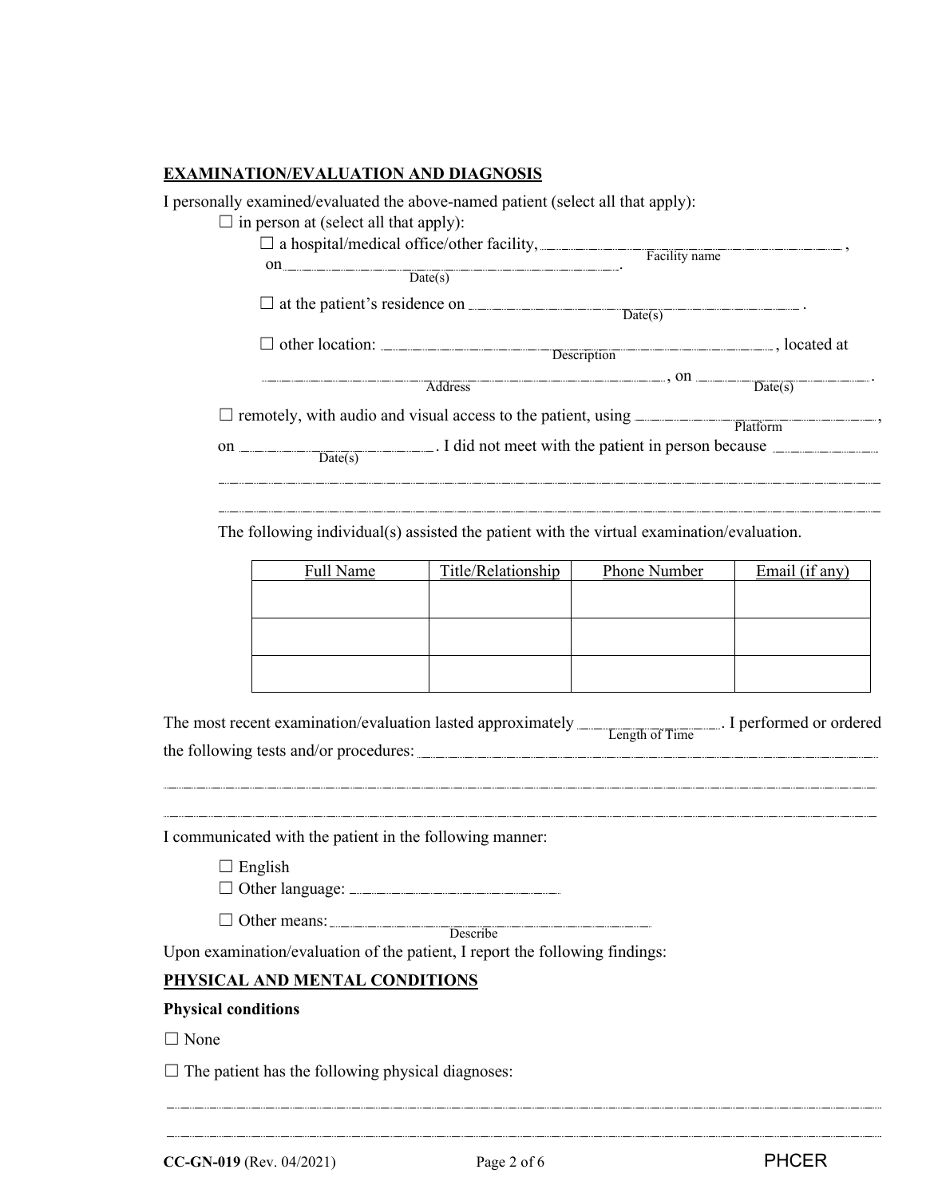## EXAMINATION/EVALUATION AND DIAGNOSIS

I personally examined/evaluated the above-named patient (select all that apply):

☐ in person at (select all that apply):

☐ a hospital/medical office/other facility, ______________________ (Facility name), on ______________________ (Date(s)).

☐ at the patient's residence on ______________________ (Date(s)).

☐ other location: ______________________ (Description), located at ______________________ (Address), on ______________ (Date(s)).

☐ remotely, with audio and visual access to the patient, using ______________________ (Platform), on ______________ (Date(s)). I did not meet with the patient in person because ______________________

______________________________________________________________________

______________________________________________________________________

The following individual(s) assisted the patient with the virtual examination/evaluation.

| Full Name | Title/Relationship | Phone Number | Email (if any) |
|---|---|---|---|
| | | | |
| | | | |
| | | | |

The most recent examination/evaluation lasted approximately ______________ (Length of Time). I performed or ordered the following tests and/or procedures: ______________________

______________________________________________________________________

______________________________________________________________________

I communicated with the patient in the following manner:

☐ English

☐ Other language: ______________________

☐ Other means: ______________________ (Describe)

Upon examination/evaluation of the patient, I report the following findings:

## PHYSICAL AND MENTAL CONDITIONS

**Physical conditions**

☐ None

☐ The patient has the following physical diagnoses:

______________________________________________________________________

______________________________________________________________________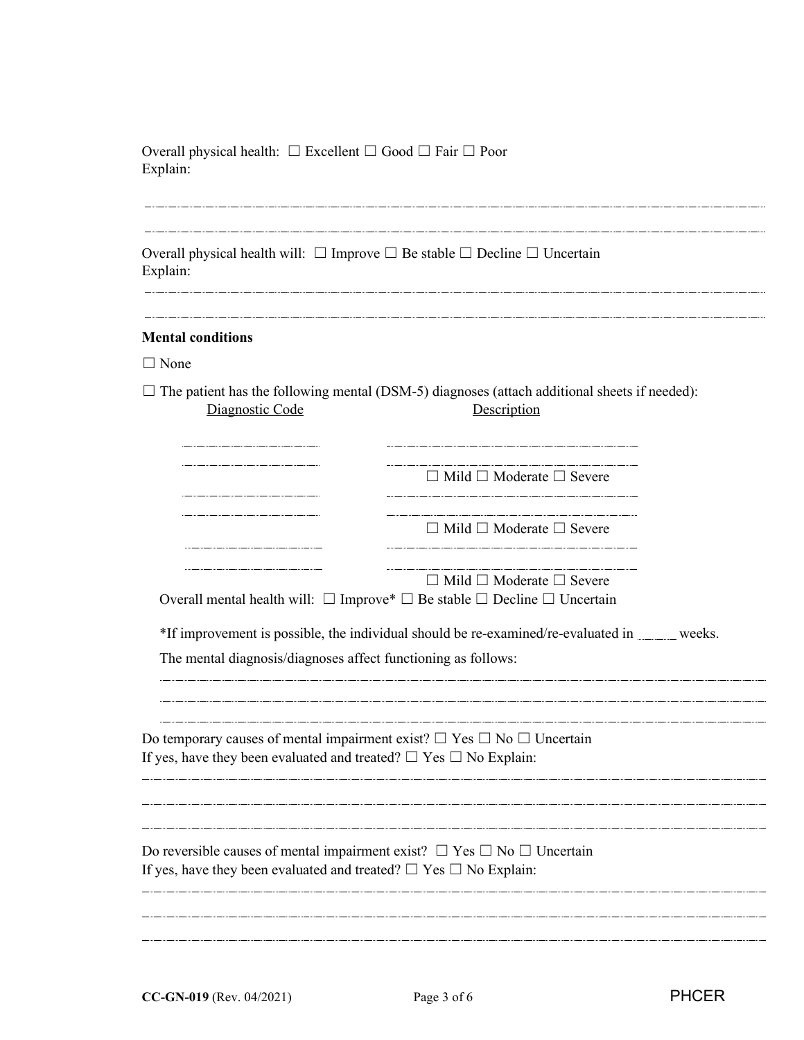Overall physical health: ☐ Excellent ☐ Good ☐ Fair ☐ Poor
Explain:

\_\_\_\_\_\_\_\_\_\_\_\_\_\_\_\_\_\_\_\_\_\_\_\_\_\_\_\_\_\_\_\_\_\_\_\_\_\_\_\_\_\_\_\_\_\_\_\_\_\_\_\_\_\_\_\_\_\_\_\_\_\_\_\_

\_\_\_\_\_\_\_\_\_\_\_\_\_\_\_\_\_\_\_\_\_\_\_\_\_\_\_\_\_\_\_\_\_\_\_\_\_\_\_\_\_\_\_\_\_\_\_\_\_\_\_\_\_\_\_\_\_\_\_\_\_\_\_\_

Overall physical health will: ☐ Improve ☐ Be stable ☐ Decline ☐ Uncertain
Explain:

\_\_\_\_\_\_\_\_\_\_\_\_\_\_\_\_\_\_\_\_\_\_\_\_\_\_\_\_\_\_\_\_\_\_\_\_\_\_\_\_\_\_\_\_\_\_\_\_\_\_\_\_\_\_\_\_\_\_\_\_\_\_\_\_

\_\_\_\_\_\_\_\_\_\_\_\_\_\_\_\_\_\_\_\_\_\_\_\_\_\_\_\_\_\_\_\_\_\_\_\_\_\_\_\_\_\_\_\_\_\_\_\_\_\_\_\_\_\_\_\_\_\_\_\_\_\_\_\_

**Mental conditions**

☐ None

☐ The patient has the following mental (DSM-5) diagnoses (attach additional sheets if needed):

| Diagnostic Code | Description |
|---|---|
| \_\_\_\_\_\_\_\_\_\_\_\_\_\_\_\_ | \_\_\_\_\_\_\_\_\_\_\_\_\_\_\_\_\_\_\_\_\_\_\_\_\_\_\_\_ |
| \_\_\_\_\_\_\_\_\_\_\_\_\_\_\_\_ | \_\_\_\_\_\_\_\_\_\_\_\_\_\_\_\_\_\_\_\_\_\_\_\_\_\_\_\_ |
| | ☐ Mild ☐ Moderate ☐ Severe |
| \_\_\_\_\_\_\_\_\_\_\_\_\_\_\_\_ | \_\_\_\_\_\_\_\_\_\_\_\_\_\_\_\_\_\_\_\_\_\_\_\_\_\_\_\_ |
| \_\_\_\_\_\_\_\_\_\_\_\_\_\_\_\_ | \_\_\_\_\_\_\_\_\_\_\_\_\_\_\_\_\_\_\_\_\_\_\_\_\_\_\_\_ |
| | ☐ Mild ☐ Moderate ☐ Severe |
| \_\_\_\_\_\_\_\_\_\_\_\_\_\_\_\_ | \_\_\_\_\_\_\_\_\_\_\_\_\_\_\_\_\_\_\_\_\_\_\_\_\_\_\_\_ |
| \_\_\_\_\_\_\_\_\_\_\_\_\_\_\_\_ | \_\_\_\_\_\_\_\_\_\_\_\_\_\_\_\_\_\_\_\_\_\_\_\_\_\_\_\_ |
| | ☐ Mild ☐ Moderate ☐ Severe |

Overall mental health will: ☐ Improve* ☐ Be stable ☐ Decline ☐ Uncertain

*If improvement is possible, the individual should be re-examined/re-evaluated in \_\_\_\_\_ weeks.

The mental diagnosis/diagnoses affect functioning as follows:

\_\_\_\_\_\_\_\_\_\_\_\_\_\_\_\_\_\_\_\_\_\_\_\_\_\_\_\_\_\_\_\_\_\_\_\_\_\_\_\_\_\_\_\_\_\_\_\_\_\_\_\_\_\_\_\_\_\_\_\_\_\_\_\_

\_\_\_\_\_\_\_\_\_\_\_\_\_\_\_\_\_\_\_\_\_\_\_\_\_\_\_\_\_\_\_\_\_\_\_\_\_\_\_\_\_\_\_\_\_\_\_\_\_\_\_\_\_\_\_\_\_\_\_\_\_\_\_\_

\_\_\_\_\_\_\_\_\_\_\_\_\_\_\_\_\_\_\_\_\_\_\_\_\_\_\_\_\_\_\_\_\_\_\_\_\_\_\_\_\_\_\_\_\_\_\_\_\_\_\_\_\_\_\_\_\_\_\_\_\_\_\_\_

Do temporary causes of mental impairment exist? ☐ Yes ☐ No ☐ Uncertain
If yes, have they been evaluated and treated? ☐ Yes ☐ No Explain:

\_\_\_\_\_\_\_\_\_\_\_\_\_\_\_\_\_\_\_\_\_\_\_\_\_\_\_\_\_\_\_\_\_\_\_\_\_\_\_\_\_\_\_\_\_\_\_\_\_\_\_\_\_\_\_\_\_\_\_\_\_\_\_\_

\_\_\_\_\_\_\_\_\_\_\_\_\_\_\_\_\_\_\_\_\_\_\_\_\_\_\_\_\_\_\_\_\_\_\_\_\_\_\_\_\_\_\_\_\_\_\_\_\_\_\_\_\_\_\_\_\_\_\_\_\_\_\_\_

\_\_\_\_\_\_\_\_\_\_\_\_\_\_\_\_\_\_\_\_\_\_\_\_\_\_\_\_\_\_\_\_\_\_\_\_\_\_\_\_\_\_\_\_\_\_\_\_\_\_\_\_\_\_\_\_\_\_\_\_\_\_\_\_

Do reversible causes of mental impairment exist? ☐ Yes ☐ No ☐ Uncertain
If yes, have they been evaluated and treated? ☐ Yes ☐ No Explain:

\_\_\_\_\_\_\_\_\_\_\_\_\_\_\_\_\_\_\_\_\_\_\_\_\_\_\_\_\_\_\_\_\_\_\_\_\_\_\_\_\_\_\_\_\_\_\_\_\_\_\_\_\_\_\_\_\_\_\_\_\_\_\_\_

\_\_\_\_\_\_\_\_\_\_\_\_\_\_\_\_\_\_\_\_\_\_\_\_\_\_\_\_\_\_\_\_\_\_\_\_\_\_\_\_\_\_\_\_\_\_\_\_\_\_\_\_\_\_\_\_\_\_\_\_\_\_\_\_

\_\_\_\_\_\_\_\_\_\_\_\_\_\_\_\_\_\_\_\_\_\_\_\_\_\_\_\_\_\_\_\_\_\_\_\_\_\_\_\_\_\_\_\_\_\_\_\_\_\_\_\_\_\_\_\_\_\_\_\_\_\_\_\_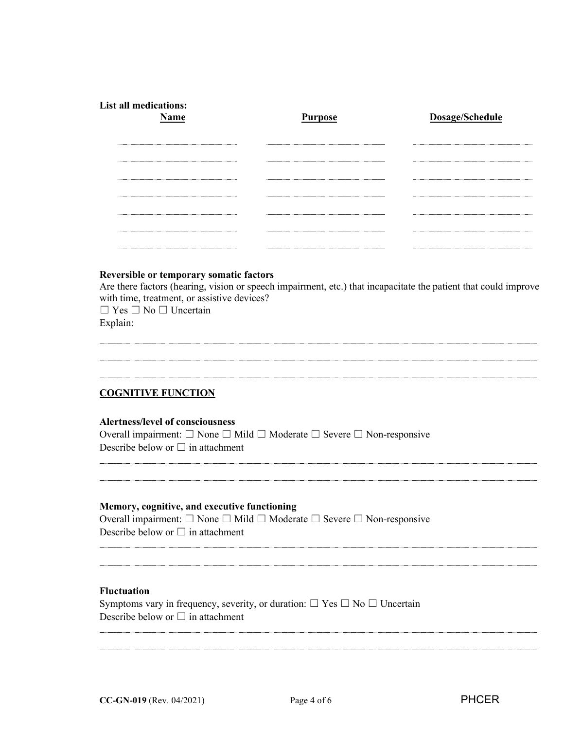**List all medications:**

| Name | Purpose | Dosage/Schedule |
| --- | --- | --- |
| | | |
| | | |
| | | |
| | | |
| | | |
| | | |
| | | |

**Reversible or temporary somatic factors**

Are there factors (hearing, vision or speech impairment, etc.) that incapacitate the patient that could improve with time, treatment, or assistive devices?

☐ Yes ☐ No ☐ Uncertain

Explain:

## COGNITIVE FUNCTION

**Alertness/level of consciousness**

Overall impairment: ☐ None ☐ Mild ☐ Moderate ☐ Severe ☐ Non-responsive

Describe below or ☐ in attachment

**Memory, cognitive, and executive functioning**

Overall impairment: ☐ None ☐ Mild ☐ Moderate ☐ Severe ☐ Non-responsive

Describe below or ☐ in attachment

**Fluctuation**

Symptoms vary in frequency, severity, or duration: ☐ Yes ☐ No ☐ Uncertain

Describe below or ☐ in attachment

**CC-GN-019** (Rev. 04/2021) PHCER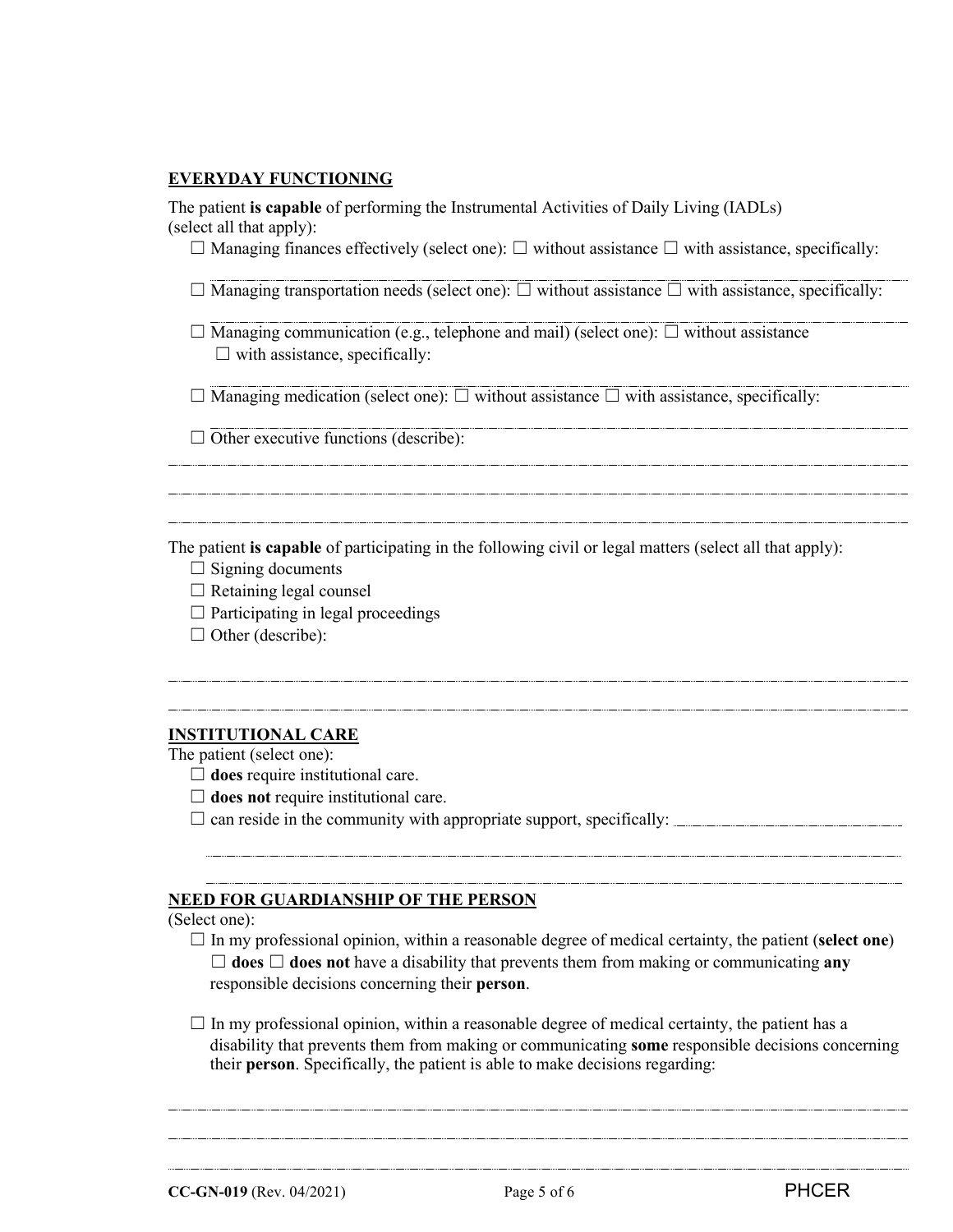## EVERYDAY FUNCTIONING

The patient **is capable** of performing the Instrumental Activities of Daily Living (IADLs) (select all that apply):

- ☐ Managing finances effectively (select one): ☐ without assistance ☐ with assistance, specifically:
  ______________________________________________________________
- ☐ Managing transportation needs (select one): ☐ without assistance ☐ with assistance, specifically:
  ______________________________________________________________
- ☐ Managing communication (e.g., telephone and mail) (select one): ☐ without assistance
  ☐ with assistance, specifically:
  ______________________________________________________________
- ☐ Managing medication (select one): ☐ without assistance ☐ with assistance, specifically:
  ______________________________________________________________
- ☐ Other executive functions (describe):

______________________________________________________________

______________________________________________________________

______________________________________________________________

The patient **is capable** of participating in the following civil or legal matters (select all that apply):

- ☐ Signing documents
- ☐ Retaining legal counsel
- ☐ Participating in legal proceedings
- ☐ Other (describe):

______________________________________________________________

______________________________________________________________

## INSTITUTIONAL CARE

The patient (select one):

- ☐ **does** require institutional care.
- ☐ **does not** require institutional care.
- ☐ can reside in the community with appropriate support, specifically: ______________________

  ______________________________________________________________

  ______________________________________________________________

## NEED FOR GUARDIANSHIP OF THE PERSON

(Select one):

- ☐ In my professional opinion, within a reasonable degree of medical certainty, the patient (**select one**) ☐ **does** ☐ **does not** have a disability that prevents them from making or communicating **any** responsible decisions concerning their **person**.

- ☐ In my professional opinion, within a reasonable degree of medical certainty, the patient has a disability that prevents them from making or communicating **some** responsible decisions concerning their **person**. Specifically, the patient is able to make decisions regarding:

______________________________________________________________

______________________________________________________________

______________________________________________________________

**CC-GN-019** (Rev. 04/2021) PHCER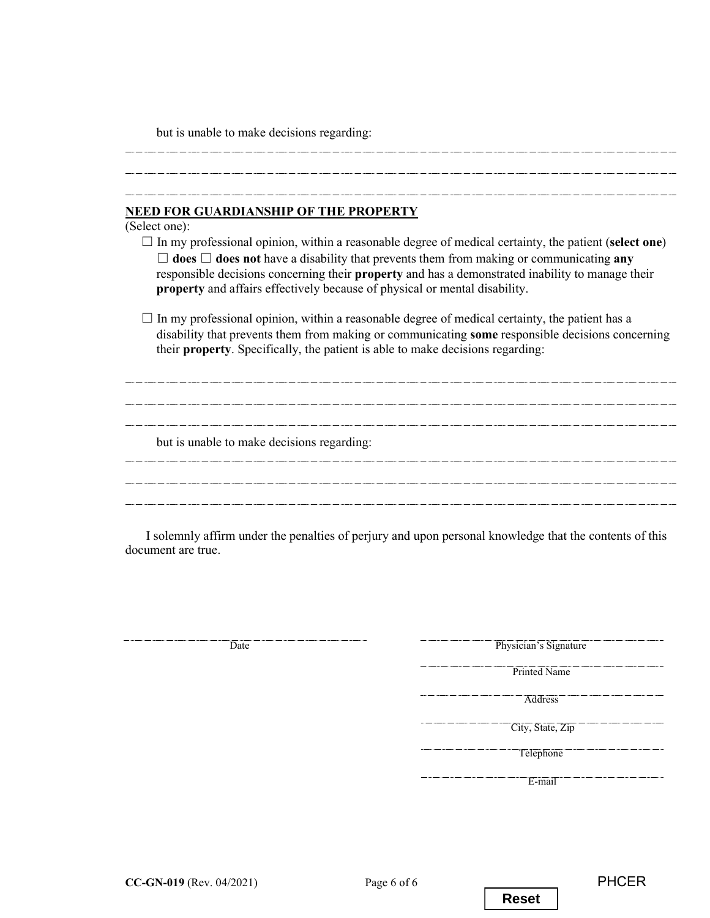but is unable to make decisions regarding:

_______________________________________________________________________________

_______________________________________________________________________________

_______________________________________________________________________________

**NEED FOR GUARDIANSHIP OF THE PROPERTY**

(Select one):

☐ In my professional opinion, within a reasonable degree of medical certainty, the patient (**select one**) ☐ **does** ☐ **does not** have a disability that prevents them from making or communicating **any** responsible decisions concerning their **property** and has a demonstrated inability to manage their **property** and affairs effectively because of physical or mental disability.

☐ In my professional opinion, within a reasonable degree of medical certainty, the patient has a disability that prevents them from making or communicating **some** responsible decisions concerning their **property**. Specifically, the patient is able to make decisions regarding:

_______________________________________________________________________________

_______________________________________________________________________________

_______________________________________________________________________________

but is unable to make decisions regarding:

_______________________________________________________________________________

_______________________________________________________________________________

_______________________________________________________________________________

I solemnly affirm under the penalties of perjury and upon personal knowledge that the contents of this document are true.

| | |
|---|---|
| _______________________ Date | _______________________ Physician's Signature |
| | _______________________ Printed Name |
| | _______________________ Address |
| | _______________________ City, State, Zip |
| | _______________________ Telephone |
| | _______________________ E-mail |

**CC-GN-019** (Rev. 04/2021) PHCER

Reset